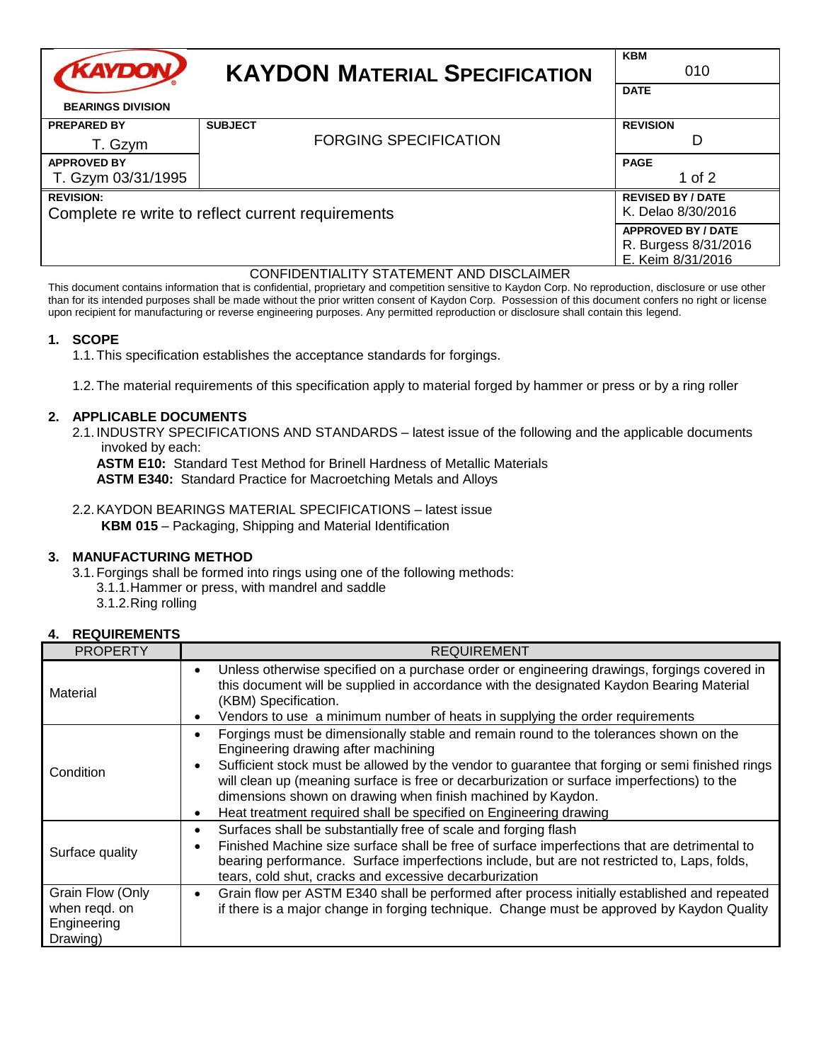| KAYDON BEARINGS DIVISION | KAYDON MATERIAL SPECIFICATION | KBM 010 |
|---|---|---|
| | | DATE |
| PREPARED BY T. Gzym | SUBJECT FORGING SPECIFICATION | REVISION D |
| APPROVED BY T. Gzym 03/31/1995 | | PAGE 1 of 2 |
| REVISION: Complete re write to reflect current requirements | | REVISED BY / DATE K. Delao 8/30/2016 |
| | | APPROVED BY / DATE R. Burgess 8/31/2016 E. Keim 8/31/2016 |

CONFIDENTIALITY STATEMENT AND DISCLAIMER

This document contains information that is confidential, proprietary and competition sensitive to Kaydon Corp. No reproduction, disclosure or use other than for its intended purposes shall be made without the prior written consent of Kaydon Corp. Possession of this document confers no right or license upon recipient for manufacturing or reverse engineering purposes. Any permitted reproduction or disclosure shall contain this legend.

## 1. SCOPE

1.1. This specification establishes the acceptance standards for forgings.

1.2. The material requirements of this specification apply to material forged by hammer or press or by a ring roller

## 2. APPLICABLE DOCUMENTS

2.1. INDUSTRY SPECIFICATIONS AND STANDARDS – latest issue of the following and the applicable documents invoked by each:

**ASTM E10:** Standard Test Method for Brinell Hardness of Metallic Materials
**ASTM E340:** Standard Practice for Macroetching Metals and Alloys

2.2. KAYDON BEARINGS MATERIAL SPECIFICATIONS – latest issue

**KBM 015** – Packaging, Shipping and Material Identification

## 3. MANUFACTURING METHOD

3.1. Forgings shall be formed into rings using one of the following methods:

3.1.1. Hammer or press, with mandrel and saddle
3.1.2. Ring rolling

## 4. REQUIREMENTS

| PROPERTY | REQUIREMENT |
|---|---|
| Material | • Unless otherwise specified on a purchase order or engineering drawings, forgings covered in this document will be supplied in accordance with the designated Kaydon Bearing Material (KBM) Specification.<br>• Vendors to use a minimum number of heats in supplying the order requirements |
| Condition | • Forgings must be dimensionally stable and remain round to the tolerances shown on the Engineering drawing after machining<br>• Sufficient stock must be allowed by the vendor to guarantee that forging or semi finished rings will clean up (meaning surface is free or decarburization or surface imperfections) to the dimensions shown on drawing when finish machined by Kaydon.<br>• Heat treatment required shall be specified on Engineering drawing |
| Surface quality | • Surfaces shall be substantially free of scale and forging flash<br>• Finished Machine size surface shall be free of surface imperfections that are detrimental to bearing performance. Surface imperfections include, but are not restricted to, Laps, folds, tears, cold shut, cracks and excessive decarburization |
| Grain Flow (Only when reqd. on Engineering Drawing) | • Grain flow per ASTM E340 shall be performed after process initially established and repeated if there is a major change in forging technique. Change must be approved by Kaydon Quality |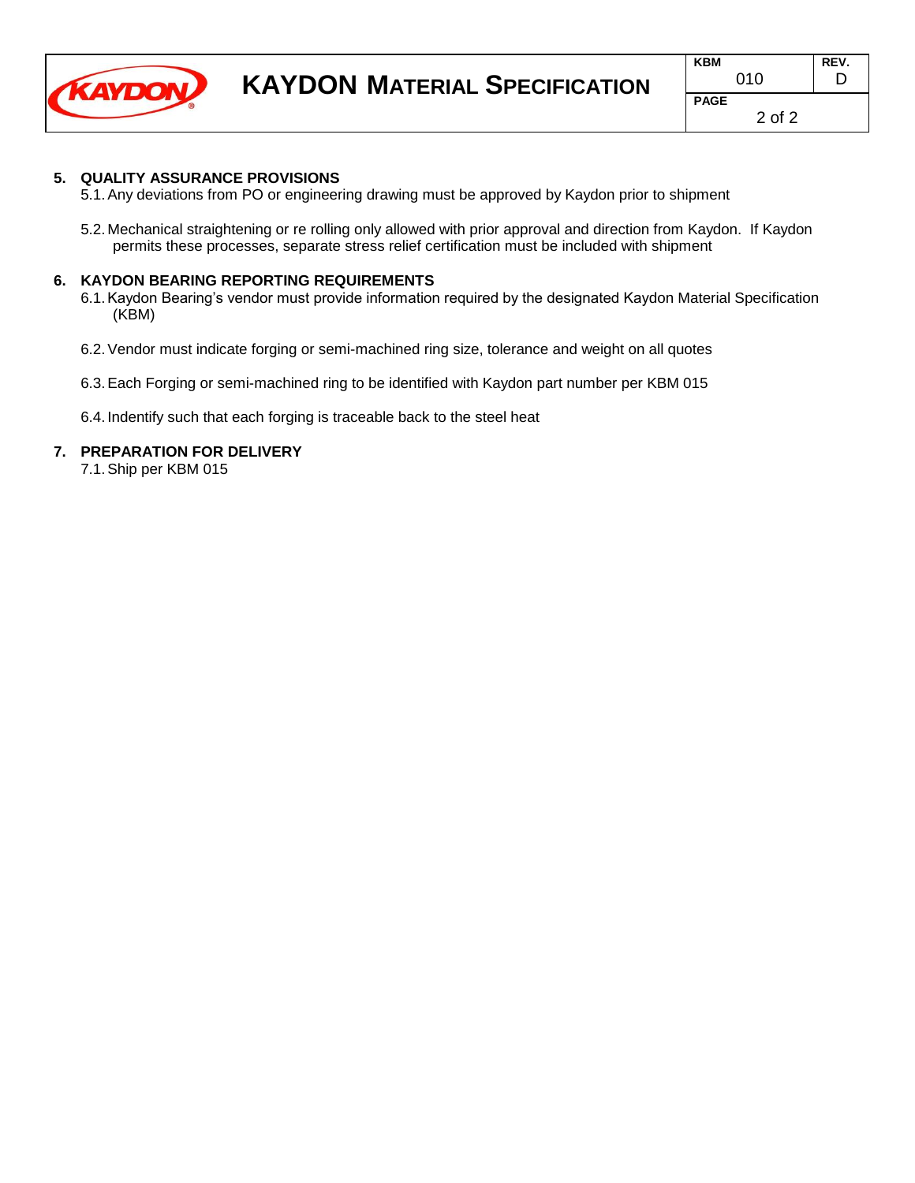## 5. QUALITY ASSURANCE PROVISIONS

5.1. Any deviations from PO or engineering drawing must be approved by Kaydon prior to shipment

5.2. Mechanical straightening or re rolling only allowed with prior approval and direction from Kaydon. If Kaydon permits these processes, separate stress relief certification must be included with shipment

## 6. KAYDON BEARING REPORTING REQUIREMENTS

6.1. Kaydon Bearing's vendor must provide information required by the designated Kaydon Material Specification (KBM)

6.2. Vendor must indicate forging or semi-machined ring size, tolerance and weight on all quotes

6.3. Each Forging or semi-machined ring to be identified with Kaydon part number per KBM 015

6.4. Indentify such that each forging is traceable back to the steel heat

## 7. PREPARATION FOR DELIVERY

7.1. Ship per KBM 015